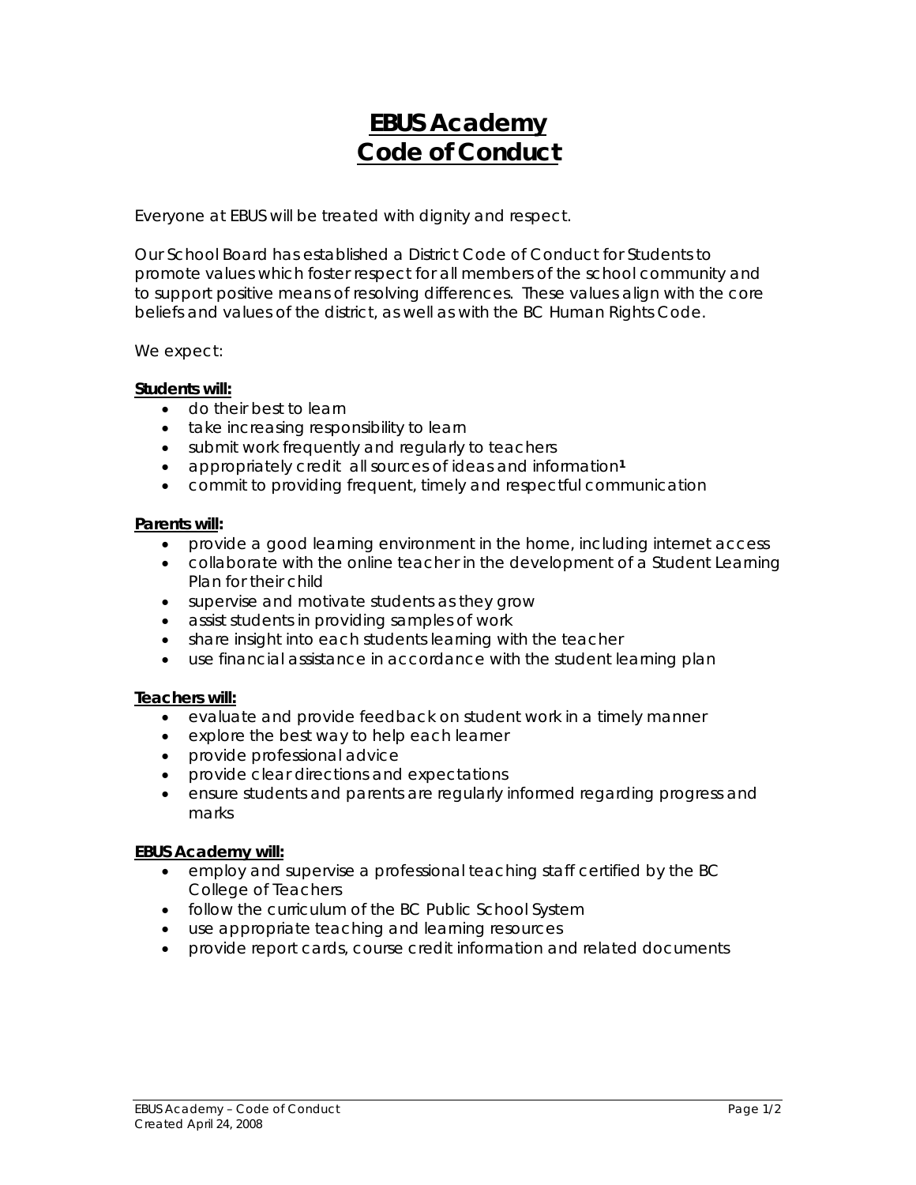# EBUS Academy
# Code of Conduct

Everyone at EBUS will be treated with dignity and respect.

Our School Board has established a District Code of Conduct for Students to promote values which foster respect for all members of the school community and to support positive means of resolving differences. These values align with the core beliefs and values of the district, as well as with the BC Human Rights Code.

We expect:

**Students will:**

- do their best to learn
- take increasing responsibility to learn
- submit work frequently and regularly to teachers
- appropriately credit all sources of ideas and information[1]
- commit to providing frequent, timely and respectful communication

**Parents will:**

- provide a good learning environment in the home, including internet access
- collaborate with the online teacher in the development of a Student Learning Plan for their child
- supervise and motivate students as they grow
- assist students in providing samples of work
- share insight into each students learning with the teacher
- use financial assistance in accordance with the student learning plan

**Teachers will:**

- evaluate and provide feedback on student work in a timely manner
- explore the best way to help each learner
- provide professional advice
- provide clear directions and expectations
- ensure students and parents are regularly informed regarding progress and marks

**EBUS Academy will:**

- employ and supervise a professional teaching staff certified by the BC College of Teachers
- follow the curriculum of the BC Public School System
- use appropriate teaching and learning resources
- provide report cards, course credit information and related documents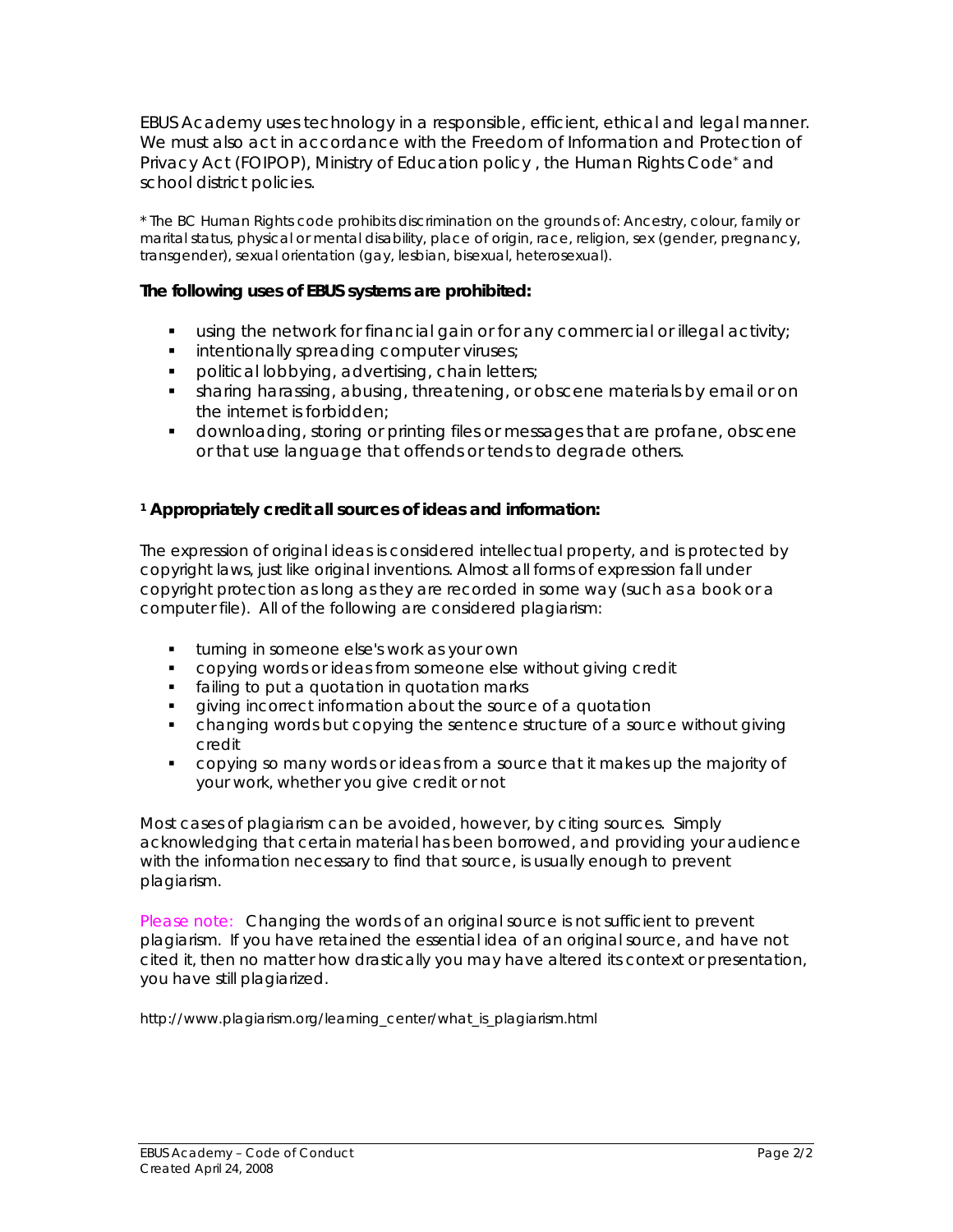EBUS Academy uses technology in a responsible, efficient, ethical and legal manner. We must also act in accordance with the Freedom of Information and Protection of Privacy Act (FOIPOP), Ministry of Education policy , the Human Rights Code* and school district policies.

* The BC Human Rights code prohibits discrimination on the grounds of: Ancestry, colour, family or marital status, physical or mental disability, place of origin, race, religion, sex (gender, pregnancy, transgender), sexual orientation (gay, lesbian, bisexual, heterosexual).

**The following uses of EBUS systems are prohibited:**

- using the network for financial gain or for any commercial or illegal activity;
- intentionally spreading computer viruses;
- political lobbying, advertising, chain letters;
- sharing harassing, abusing, threatening, or obscene materials by email or on the internet is forbidden;
- downloading, storing or printing files or messages that are profane, obscene or that use language that offends or tends to degrade others.

**[1] Appropriately credit all sources of ideas and information:**

The expression of original ideas is considered intellectual property, and is protected by copyright laws, just like original inventions. Almost all forms of expression fall under copyright protection as long as they are recorded in some way (such as a book or a computer file). All of the following are considered plagiarism:

- turning in someone else's work as your own
- copying words or ideas from someone else without giving credit
- failing to put a quotation in quotation marks
- giving incorrect information about the source of a quotation
- changing words but copying the sentence structure of a source without giving credit
- copying so many words or ideas from a source that it makes up the majority of your work, whether you give credit or not

Most cases of plagiarism can be avoided, however, by citing sources. Simply acknowledging that certain material has been borrowed, and providing your audience with the information necessary to find that source, is usually enough to prevent plagiarism.

Please note: Changing the words of an original source is not sufficient to prevent plagiarism. If you have retained the essential idea of an original source, and have not cited it, then no matter how drastically you may have altered its context or presentation, you have still plagiarized.

http://www.plagiarism.org/learning_center/what_is_plagiarism.html